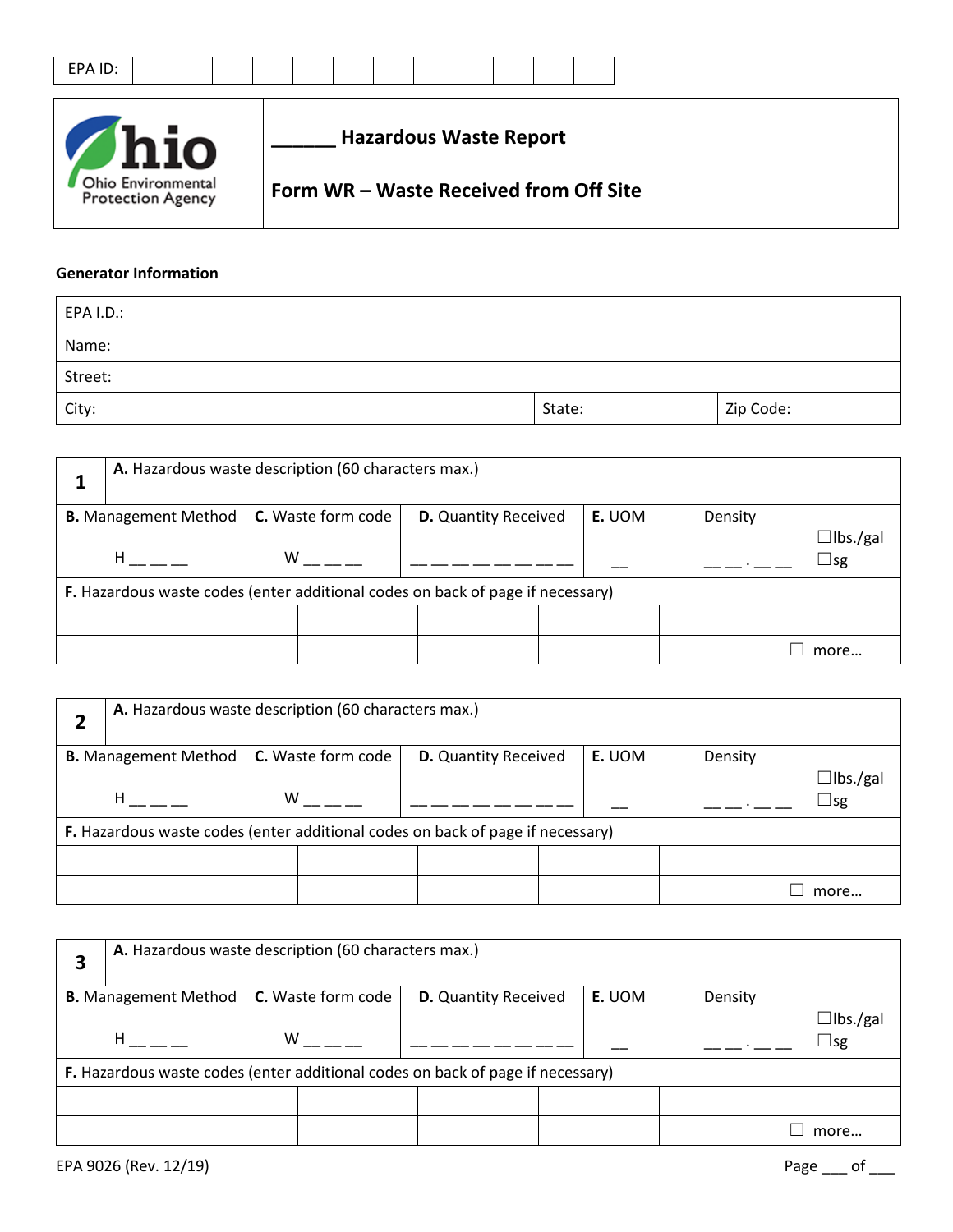| EPA ID: | | | | | | | | | | | | |
|---|---|---|---|---|---|---|---|---|---|---|---|---|

Ohio Environmental Protection Agency

# ______ Hazardous Waste Report

## Form WR – Waste Received from Off Site

**Generator Information**

| EPA I.D.: | | |
|---|---|---|
| Name: | | |
| Street: | | |
| City: | State: | Zip Code: |

| **1** | **A.** Hazardous waste description (60 characters max.) | | | | | |
|---|---|---|---|---|---|---|
| **B.** Management Method<br>H _ _ _ | **C.** Waste form code<br>W _ _ _ | **D.** Quantity Received<br>_ _ _ _ _ _ _ _ _ | **E.** UOM<br>_ | Density<br>_ _ . _ _ | ☐lbs./gal<br>☐sg | |
| **F.** Hazardous waste codes (enter additional codes on back of page if necessary) | | | | | | |
| | | | | | | |
| | | | | | | ☐ more… |

| **2** | **A.** Hazardous waste description (60 characters max.) | | | | | |
|---|---|---|---|---|---|---|
| **B.** Management Method<br>H _ _ _ | **C.** Waste form code<br>W _ _ _ | **D.** Quantity Received<br>_ _ _ _ _ _ _ _ _ | **E.** UOM<br>_ | Density<br>_ _ . _ _ | ☐lbs./gal<br>☐sg | |
| **F.** Hazardous waste codes (enter additional codes on back of page if necessary) | | | | | | |
| | | | | | | |
| | | | | | | ☐ more… |

| **3** | **A.** Hazardous waste description (60 characters max.) | | | | | |
|---|---|---|---|---|---|---|
| **B.** Management Method<br>H _ _ _ | **C.** Waste form code<br>W _ _ _ | **D.** Quantity Received<br>_ _ _ _ _ _ _ _ _ | **E.** UOM<br>_ | Density<br>_ _ . _ _ | ☐lbs./gal<br>☐sg | |
| **F.** Hazardous waste codes (enter additional codes on back of page if necessary) | | | | | | |
| | | | | | | |
| | | | | | | ☐ more… |

EPA 9026 (Rev. 12/19)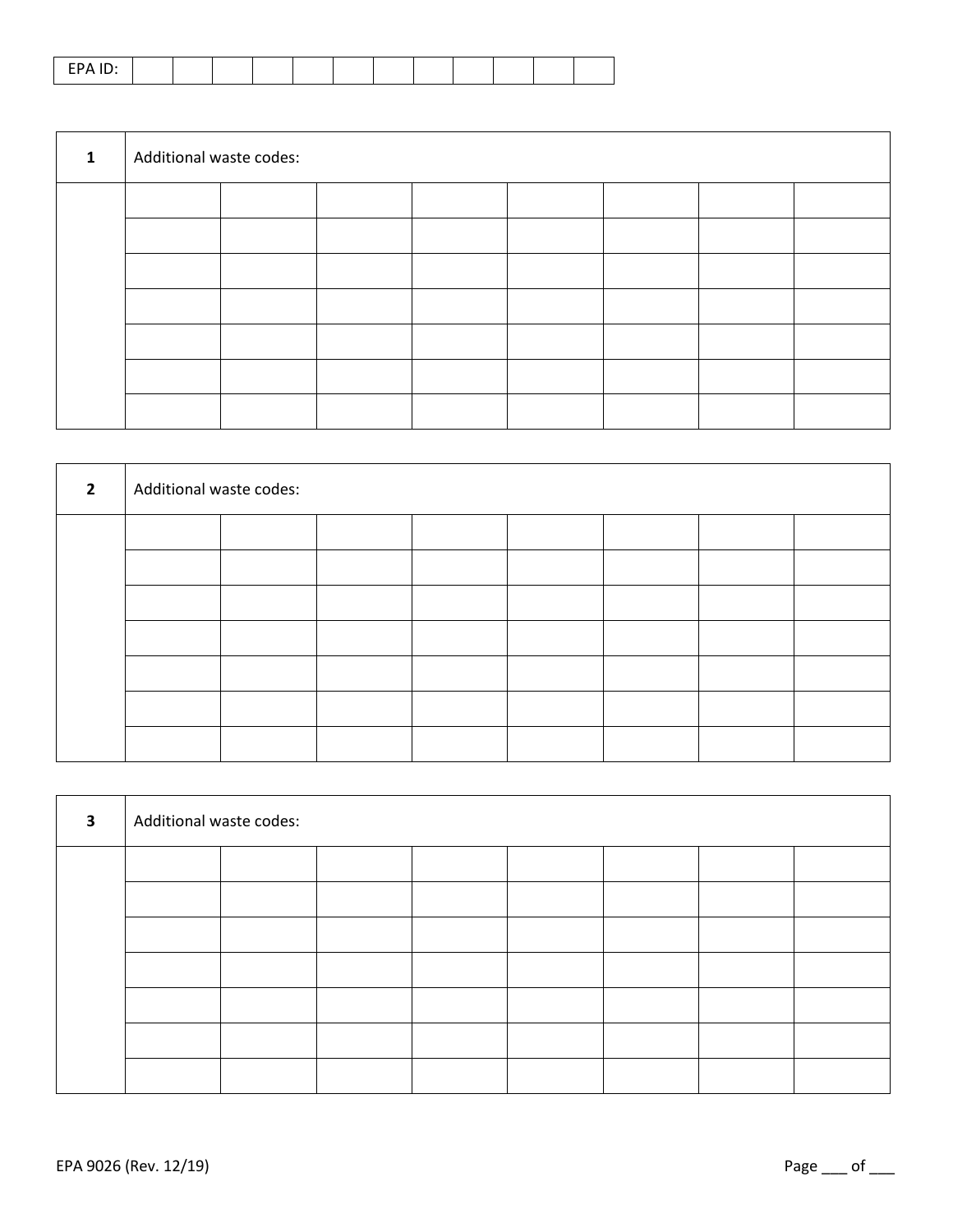| EPA ID: | | | | | | | | | | | | |
|---|---|---|---|---|---|---|---|---|---|---|---|---|

| 1 | Additional waste codes: | | | | | | | |
|---|---|---|---|---|---|---|---|---|
| | | | | | | | | |
| | | | | | | | | |
| | | | | | | | | |
| | | | | | | | | |
| | | | | | | | | |
| | | | | | | | | |
| | | | | | | | | |

| 2 | Additional waste codes: | | | | | | | |
|---|---|---|---|---|---|---|---|---|
| | | | | | | | | |
| | | | | | | | | |
| | | | | | | | | |
| | | | | | | | | |
| | | | | | | | | |
| | | | | | | | | |
| | | | | | | | | |

| 3 | Additional waste codes: | | | | | | | |
|---|---|---|---|---|---|---|---|---|
| | | | | | | | | |
| | | | | | | | | |
| | | | | | | | | |
| | | | | | | | | |
| | | | | | | | | |
| | | | | | | | | |
| | | | | | | | | |

EPA 9026 (Rev. 12/19)

Page ___ of ___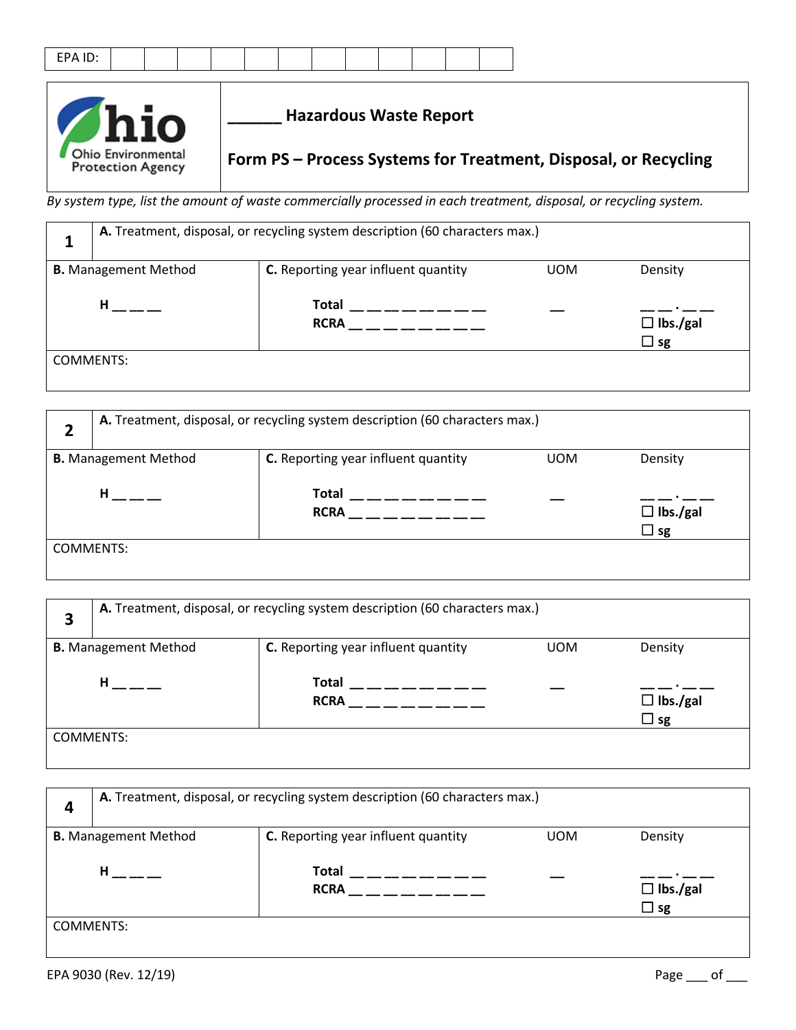| EPA ID: | | | | | | | | | | | | |
|---|---|---|---|---|---|---|---|---|---|---|---|---|

Ohio Environmental Protection Agency

## ______ Hazardous Waste Report

## Form PS – Process Systems for Treatment, Disposal, or Recycling

*By system type, list the amount of waste commercially processed in each treatment, disposal, or recycling system.*

| **1** | **A.** Treatment, disposal, or recycling system description (60 characters max.) | | |
|---|---|---|---|
| **B.** Management Method<br><br>**H** __ __ __ | **C.** Reporting year influent quantity<br><br>**Total** __ __ __ __ __ __ __ __ __<br>**RCRA** __ __ __ __ __ __ __ __ __ | UOM<br><br>__ | Density<br><br>__ __ . __ __<br>☐ **lbs./gal**<br>☐ **sg** |
| COMMENTS: | | | |

| **2** | **A.** Treatment, disposal, or recycling system description (60 characters max.) | | |
|---|---|---|---|
| **B.** Management Method<br><br>**H** __ __ __ | **C.** Reporting year influent quantity<br><br>**Total** __ __ __ __ __ __ __ __ __<br>**RCRA** __ __ __ __ __ __ __ __ __ | UOM<br><br>__ | Density<br><br>__ __ . __ __<br>☐ **lbs./gal**<br>☐ **sg** |
| COMMENTS: | | | |

| **3** | **A.** Treatment, disposal, or recycling system description (60 characters max.) | | |
|---|---|---|---|
| **B.** Management Method<br><br>**H** __ __ __ | **C.** Reporting year influent quantity<br><br>**Total** __ __ __ __ __ __ __ __ __<br>**RCRA** __ __ __ __ __ __ __ __ __ | UOM<br><br>__ | Density<br><br>__ __ . __ __<br>☐ **lbs./gal**<br>☐ **sg** |
| COMMENTS: | | | |

| **4** | **A.** Treatment, disposal, or recycling system description (60 characters max.) | | |
|---|---|---|---|
| **B.** Management Method<br><br>**H** __ __ __ | **C.** Reporting year influent quantity<br><br>**Total** __ __ __ __ __ __ __ __ __<br>**RCRA** __ __ __ __ __ __ __ __ __ | UOM<br><br>__ | Density<br><br>__ __ . __ __<br>☐ **lbs./gal**<br>☐ **sg** |
| COMMENTS: | | | |

EPA 9030 (Rev. 12/19)